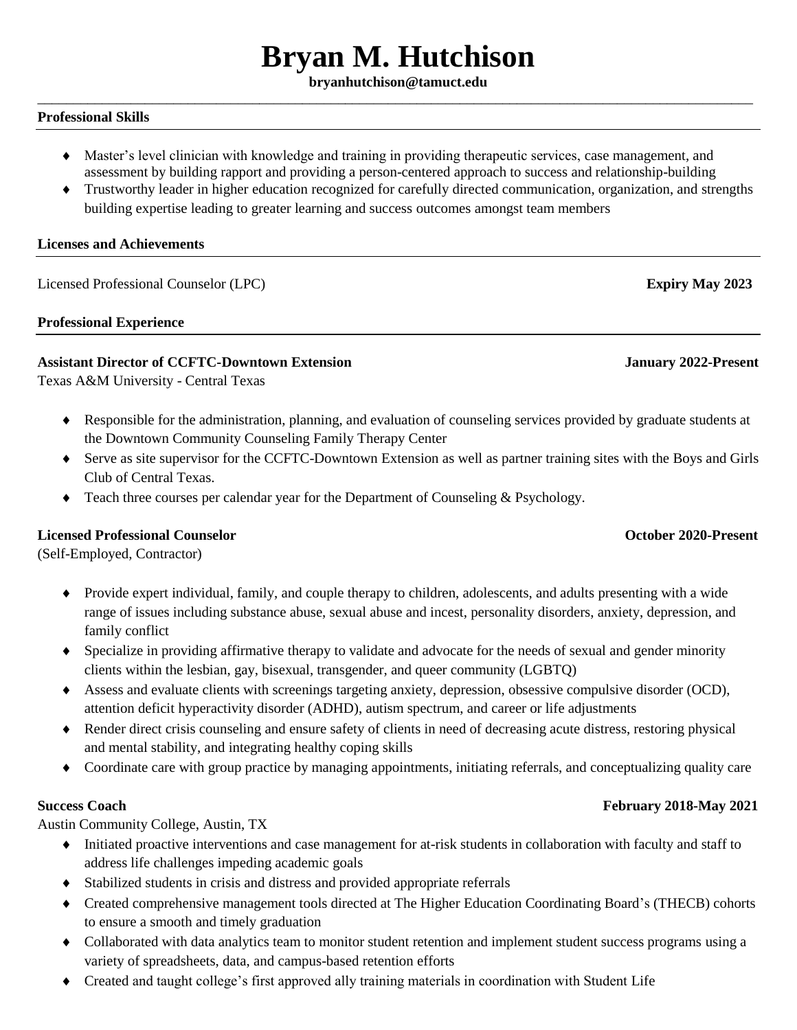# Bryan M. Hutchison

**bryanhutchison@tamuct.edu**

## Professional Skills

- Master's level clinician with knowledge and training in providing therapeutic services, case management, and assessment by building rapport and providing a person-centered approach to success and relationship-building
- Trustworthy leader in higher education recognized for carefully directed communication, organization, and strengths building expertise leading to greater learning and success outcomes amongst team members

## Licenses and Achievements

Licensed Professional Counselor (LPC) **Expiry May 2023**

## Professional Experience

**Assistant Director of CCFTC-Downtown Extension** **January 2022-Present**
Texas A&M University - Central Texas

- Responsible for the administration, planning, and evaluation of counseling services provided by graduate students at the Downtown Community Counseling Family Therapy Center
- Serve as site supervisor for the CCFTC-Downtown Extension as well as partner training sites with the Boys and Girls Club of Central Texas.
- Teach three courses per calendar year for the Department of Counseling & Psychology.

**Licensed Professional Counselor** **October 2020-Present**
(Self-Employed, Contractor)

- Provide expert individual, family, and couple therapy to children, adolescents, and adults presenting with a wide range of issues including substance abuse, sexual abuse and incest, personality disorders, anxiety, depression, and family conflict
- Specialize in providing affirmative therapy to validate and advocate for the needs of sexual and gender minority clients within the lesbian, gay, bisexual, transgender, and queer community (LGBTQ)
- Assess and evaluate clients with screenings targeting anxiety, depression, obsessive compulsive disorder (OCD), attention deficit hyperactivity disorder (ADHD), autism spectrum, and career or life adjustments
- Render direct crisis counseling and ensure safety of clients in need of decreasing acute distress, restoring physical and mental stability, and integrating healthy coping skills
- Coordinate care with group practice by managing appointments, initiating referrals, and conceptualizing quality care

**Success Coach** **February 2018-May 2021**
Austin Community College, Austin, TX

- Initiated proactive interventions and case management for at-risk students in collaboration with faculty and staff to address life challenges impeding academic goals
- Stabilized students in crisis and distress and provided appropriate referrals
- Created comprehensive management tools directed at The Higher Education Coordinating Board's (THECB) cohorts to ensure a smooth and timely graduation
- Collaborated with data analytics team to monitor student retention and implement student success programs using a variety of spreadsheets, data, and campus-based retention efforts
- Created and taught college's first approved ally training materials in coordination with Student Life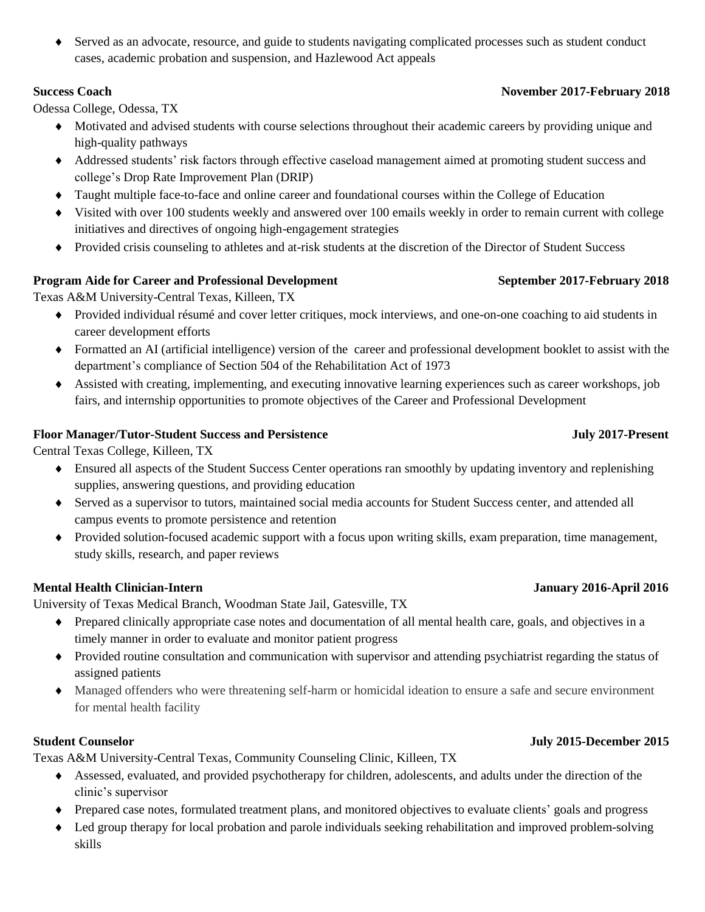- Served as an advocate, resource, and guide to students navigating complicated processes such as student conduct cases, academic probation and suspension, and Hazlewood Act appeals

**Success Coach** **November 2017-February 2018**

Odessa College, Odessa, TX

- Motivated and advised students with course selections throughout their academic careers by providing unique and high-quality pathways
- Addressed students' risk factors through effective caseload management aimed at promoting student success and college's Drop Rate Improvement Plan (DRIP)
- Taught multiple face-to-face and online career and foundational courses within the College of Education
- Visited with over 100 students weekly and answered over 100 emails weekly in order to remain current with college initiatives and directives of ongoing high-engagement strategies
- Provided crisis counseling to athletes and at-risk students at the discretion of the Director of Student Success

**Program Aide for Career and Professional Development** **September 2017-February 2018**

Texas A&M University-Central Texas, Killeen, TX

- Provided individual résumé and cover letter critiques, mock interviews, and one-on-one coaching to aid students in career development efforts
- Formatted an AI (artificial intelligence) version of the career and professional development booklet to assist with the department's compliance of Section 504 of the Rehabilitation Act of 1973
- Assisted with creating, implementing, and executing innovative learning experiences such as career workshops, job fairs, and internship opportunities to promote objectives of the Career and Professional Development

**Floor Manager/Tutor-Student Success and Persistence** **July 2017-Present**

Central Texas College, Killeen, TX

- Ensured all aspects of the Student Success Center operations ran smoothly by updating inventory and replenishing supplies, answering questions, and providing education
- Served as a supervisor to tutors, maintained social media accounts for Student Success center, and attended all campus events to promote persistence and retention
- Provided solution-focused academic support with a focus upon writing skills, exam preparation, time management, study skills, research, and paper reviews

**Mental Health Clinician-Intern** **January 2016-April 2016**

University of Texas Medical Branch, Woodman State Jail, Gatesville, TX

- Prepared clinically appropriate case notes and documentation of all mental health care, goals, and objectives in a timely manner in order to evaluate and monitor patient progress
- Provided routine consultation and communication with supervisor and attending psychiatrist regarding the status of assigned patients
- Managed offenders who were threatening self-harm or homicidal ideation to ensure a safe and secure environment for mental health facility

**Student Counselor** **July 2015-December 2015**

Texas A&M University-Central Texas, Community Counseling Clinic, Killeen, TX

- Assessed, evaluated, and provided psychotherapy for children, adolescents, and adults under the direction of the clinic's supervisor
- Prepared case notes, formulated treatment plans, and monitored objectives to evaluate clients' goals and progress
- Led group therapy for local probation and parole individuals seeking rehabilitation and improved problem-solving skills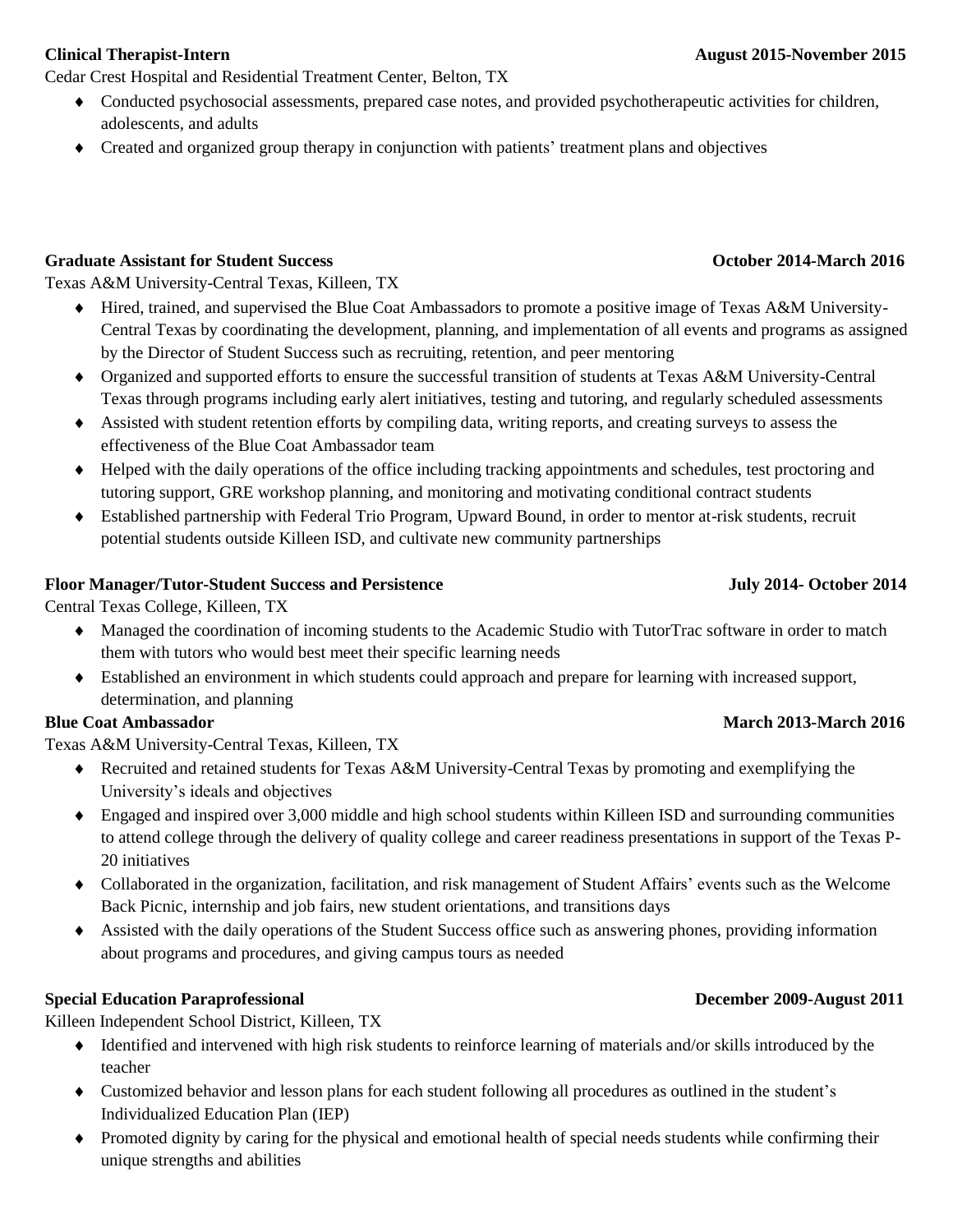**Clinical Therapist-Intern** **August 2015-November 2015**

Cedar Crest Hospital and Residential Treatment Center, Belton, TX

- Conducted psychosocial assessments, prepared case notes, and provided psychotherapeutic activities for children, adolescents, and adults
- Created and organized group therapy in conjunction with patients' treatment plans and objectives

**Graduate Assistant for Student Success** **October 2014-March 2016**

Texas A&M University-Central Texas, Killeen, TX

- Hired, trained, and supervised the Blue Coat Ambassadors to promote a positive image of Texas A&M University-Central Texas by coordinating the development, planning, and implementation of all events and programs as assigned by the Director of Student Success such as recruiting, retention, and peer mentoring
- Organized and supported efforts to ensure the successful transition of students at Texas A&M University-Central Texas through programs including early alert initiatives, testing and tutoring, and regularly scheduled assessments
- Assisted with student retention efforts by compiling data, writing reports, and creating surveys to assess the effectiveness of the Blue Coat Ambassador team
- Helped with the daily operations of the office including tracking appointments and schedules, test proctoring and tutoring support, GRE workshop planning, and monitoring and motivating conditional contract students
- Established partnership with Federal Trio Program, Upward Bound, in order to mentor at-risk students, recruit potential students outside Killeen ISD, and cultivate new community partnerships

**Floor Manager/Tutor-Student Success and Persistence** **July 2014- October 2014**

Central Texas College, Killeen, TX

- Managed the coordination of incoming students to the Academic Studio with TutorTrac software in order to match them with tutors who would best meet their specific learning needs
- Established an environment in which students could approach and prepare for learning with increased support, determination, and planning

**Blue Coat Ambassador** **March 2013-March 2016**

Texas A&M University-Central Texas, Killeen, TX

- Recruited and retained students for Texas A&M University-Central Texas by promoting and exemplifying the University's ideals and objectives
- Engaged and inspired over 3,000 middle and high school students within Killeen ISD and surrounding communities to attend college through the delivery of quality college and career readiness presentations in support of the Texas P-20 initiatives
- Collaborated in the organization, facilitation, and risk management of Student Affairs' events such as the Welcome Back Picnic, internship and job fairs, new student orientations, and transitions days
- Assisted with the daily operations of the Student Success office such as answering phones, providing information about programs and procedures, and giving campus tours as needed

**Special Education Paraprofessional** **December 2009-August 2011**

Killeen Independent School District, Killeen, TX

- Identified and intervened with high risk students to reinforce learning of materials and/or skills introduced by the teacher
- Customized behavior and lesson plans for each student following all procedures as outlined in the student's Individualized Education Plan (IEP)
- Promoted dignity by caring for the physical and emotional health of special needs students while confirming their unique strengths and abilities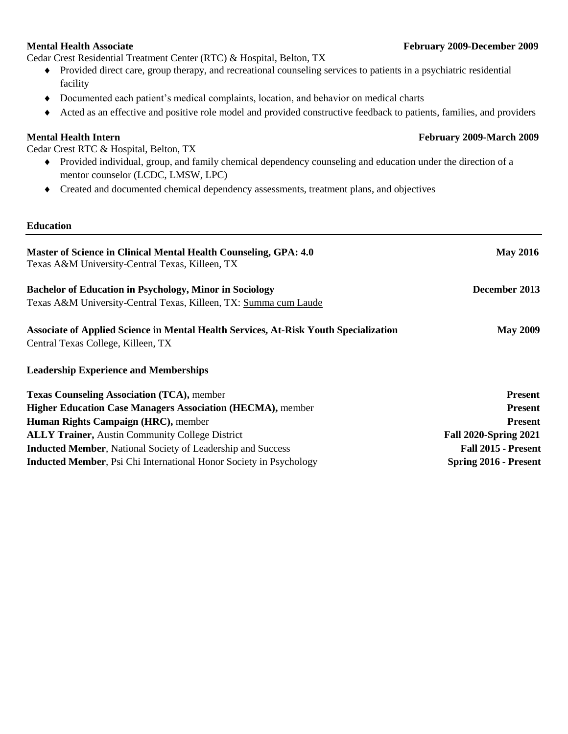**Mental Health Associate** **February 2009-December 2009**

Cedar Crest Residential Treatment Center (RTC) & Hospital, Belton, TX

- Provided direct care, group therapy, and recreational counseling services to patients in a psychiatric residential facility
- Documented each patient's medical complaints, location, and behavior on medical charts
- Acted as an effective and positive role model and provided constructive feedback to patients, families, and providers

**Mental Health Intern** **February 2009-March 2009**

Cedar Crest RTC & Hospital, Belton, TX

- Provided individual, group, and family chemical dependency counseling and education under the direction of a mentor counselor (LCDC, LMSW, LPC)
- Created and documented chemical dependency assessments, treatment plans, and objectives

## Education

**Master of Science in Clinical Mental Health Counseling, GPA: 4.0** **May 2016**
Texas A&M University-Central Texas, Killeen, TX

**Bachelor of Education in Psychology, Minor in Sociology** **December 2013**
Texas A&M University-Central Texas, Killeen, TX: Summa cum Laude

**Associate of Applied Science in Mental Health Services, At-Risk Youth Specialization** **May 2009**
Central Texas College, Killeen, TX

## Leadership Experience and Memberships

**Texas Counseling Association (TCA),** member **Present**
**Higher Education Case Managers Association (HECMA),** member **Present**
**Human Rights Campaign (HRC),** member **Present**
**ALLY Trainer,** Austin Community College District **Fall 2020-Spring 2021**
**Inducted Member**, National Society of Leadership and Success **Fall 2015 - Present**
**Inducted Member**, Psi Chi International Honor Society in Psychology **Spring 2016 - Present**